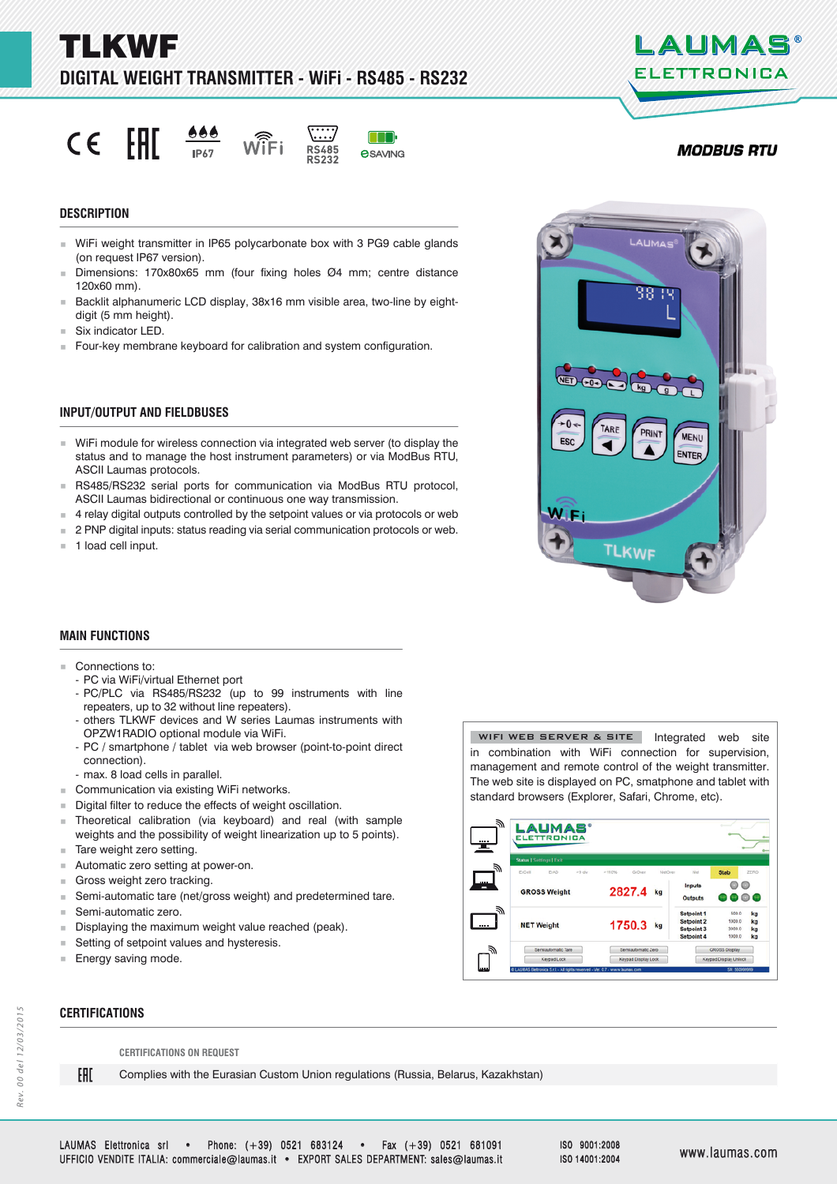# TLKWF

## DIGITAL WEIGHT TRANSMITTER - WiFi - RS485 - RS232

LAUMAS ELETTRONICA

IP67 WiFi RS485 RS232 eSAVING

**MODBUS RTU**

## DESCRIPTION

- WiFi weight transmitter in IP65 polycarbonate box with 3 PG9 cable glands (on request IP67 version).
- Dimensions: 170x80x65 mm (four fixing holes Ø4 mm; centre distance 120x60 mm).
- Backlit alphanumeric LCD display, 38x16 mm visible area, two-line by eight-digit (5 mm height).
- Six indicator LED.
- Four-key membrane keyboard for calibration and system configuration.

## INPUT/OUTPUT AND FIELDBUSES

- WiFi module for wireless connection via integrated web server (to display the status and to manage the host instrument parameters) or via ModBus RTU, ASCII Laumas protocols.
- RS485/RS232 serial ports for communication via ModBus RTU protocol, ASCII Laumas bidirectional or continuous one way transmission.
- 4 relay digital outputs controlled by the setpoint values or via protocols or web
- 2 PNP digital inputs: status reading via serial communication protocols or web.
- 1 load cell input.

## MAIN FUNCTIONS

- Connections to:
  - PC via WiFi/virtual Ethernet port
  - PC/PLC via RS485/RS232 (up to 99 instruments with line repeaters, up to 32 without line repeaters).
  - others TLKWF devices and W series Laumas instruments with OPZW1RADIO optional module via WiFi.
  - PC / smartphone / tablet via web browser (point-to-point direct connection).
  - max. 8 load cells in parallel.
- Communication via existing WiFi networks.
- Digital filter to reduce the effects of weight oscillation.
- Theoretical calibration (via keyboard) and real (with sample weights and the possibility of weight linearization up to 5 points).
- Tare weight zero setting.
- Automatic zero setting at power-on.
- Gross weight zero tracking.
- Semi-automatic tare (net/gross weight) and predetermined tare.
- Semi-automatic zero.
- Displaying the maximum weight value reached (peak).
- Setting of setpoint values and hysteresis.
- Energy saving mode.

**WIFI WEB SERVER & SITE** Integrated web site in combination with WiFi connection for supervision, management and remote control of the weight transmitter. The web site is displayed on PC, smatphone and tablet with standard browsers (Explorer, Safari, Chrome, etc).

## CERTIFICATIONS

**CERTIFICATIONS ON REQUEST**

EAC — Complies with the Eurasian Custom Union regulations (Russia, Belarus, Kazakhstan)

Rev. 00 del 12/03/2015

LAUMAS Elettronica srl • Phone: (+39) 0521 683124 • Fax (+39) 0521 681091
UFFICIO VENDITE ITALIA: commerciale@laumas.it • EXPORT SALES DEPARTMENT: sales@laumas.it

ISO 9001:2008
ISO 14001:2004

www.laumas.com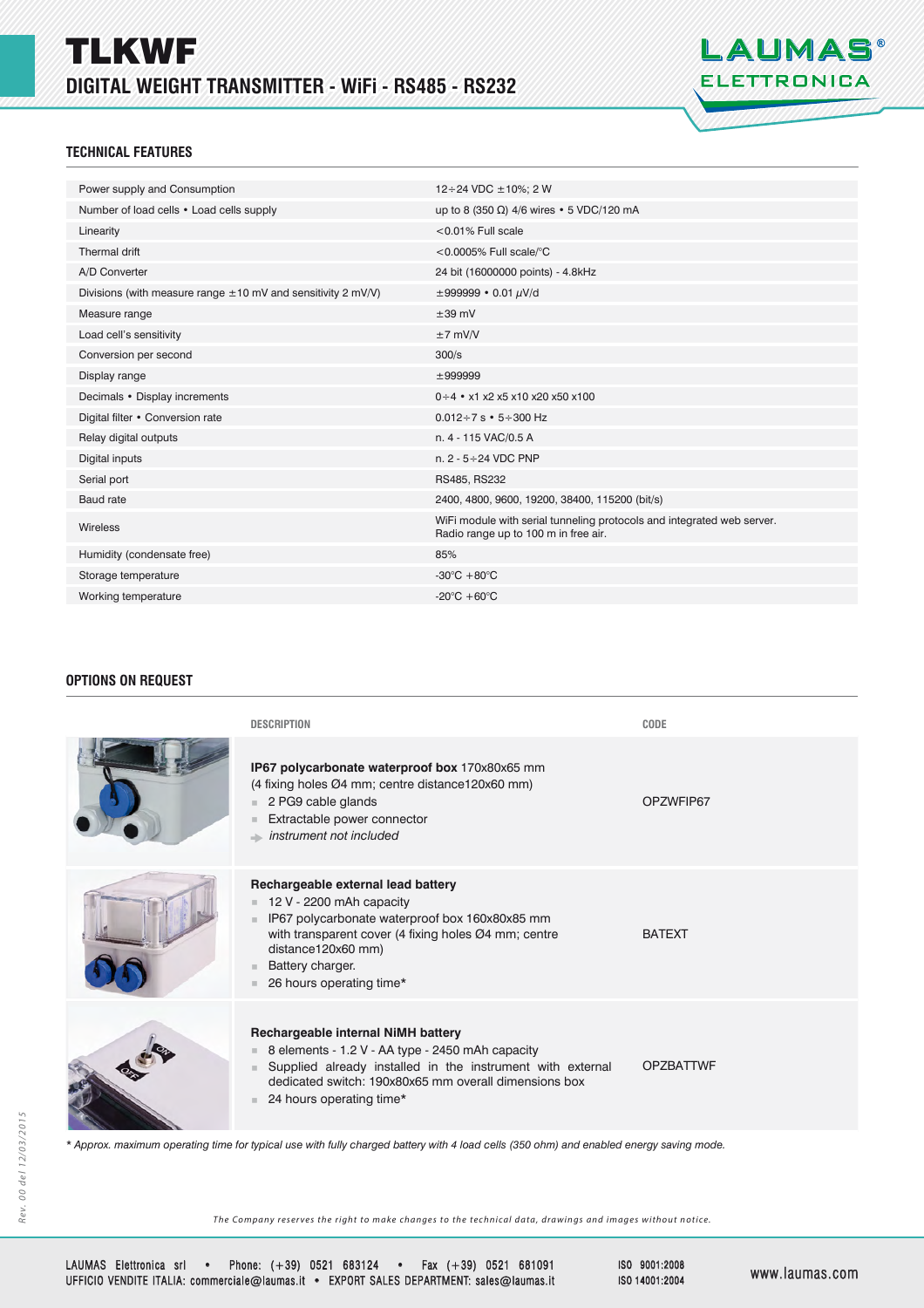# TLKWF

## DIGITAL WEIGHT TRANSMITTER - WiFi - RS485 - RS232

### TECHNICAL FEATURES

| | |
|---|---|
| Power supply and Consumption | 12÷24 VDC ±10%; 2 W |
| Number of load cells • Load cells supply | up to 8 (350 Ω) 4/6 wires • 5 VDC/120 mA |
| Linearity | <0.01% Full scale |
| Thermal drift | <0.0005% Full scale/°C |
| A/D Converter | 24 bit (16000000 points) - 4.8kHz |
| Divisions (with measure range ±10 mV and sensitivity 2 mV/V) | ±999999 • 0.01 μV/d |
| Measure range | ±39 mV |
| Load cell's sensitivity | ±7 mV/V |
| Conversion per second | 300/s |
| Display range | ±999999 |
| Decimals • Display increments | 0÷4 • x1 x2 x5 x10 x20 x50 x100 |
| Digital filter • Conversion rate | 0.012÷7 s • 5÷300 Hz |
| Relay digital outputs | n. 4 - 115 VAC/0.5 A |
| Digital inputs | n. 2 - 5÷24 VDC PNP |
| Serial port | RS485, RS232 |
| Baud rate | 2400, 4800, 9600, 19200, 38400, 115200 (bit/s) |
| Wireless | WiFi module with serial tunneling protocols and integrated web server. Radio range up to 100 m in free air. |
| Humidity (condensate free) | 85% |
| Storage temperature | -30°C +80°C |
| Working temperature | -20°C +60°C |

### OPTIONS ON REQUEST

| | DESCRIPTION | CODE |
|---|---|---|
| | **IP67 polycarbonate waterproof box** 170x80x65 mm (4 fixing holes Ø4 mm; centre distance120x60 mm)<br>- 2 PG9 cable glands<br>- Extractable power connector<br>- *instrument not included* | OPZWFIP67 |
| | **Rechargeable external lead battery**<br>- 12 V - 2200 mAh capacity<br>- IP67 polycarbonate waterproof box 160x80x85 mm with transparent cover (4 fixing holes Ø4 mm; centre distance120x60 mm)<br>- Battery charger.<br>- 26 hours operating time* | BATEXT |
| | **Rechargeable internal NiMH battery**<br>- 8 elements - 1.2 V - AA type - 2450 mAh capacity<br>- Supplied already installed in the instrument with external dedicated switch: 190x80x65 mm overall dimensions box<br>- 24 hours operating time* | OPZBATTWF |

*\* Approx. maximum operating time for typical use with fully charged battery with 4 load cells (350 ohm) and enabled energy saving mode.*

*The Company reserves the right to make changes to the technical data, drawings and images without notice.*

LAUMAS Elettronica srl • Phone: (+39) 0521 683124 • Fax (+39) 0521 681091
UFFICIO VENDITE ITALIA: commerciale@laumas.it • EXPORT SALES DEPARTMENT: sales@laumas.it

ISO 9001:2008
ISO 14001:2004

www.laumas.com